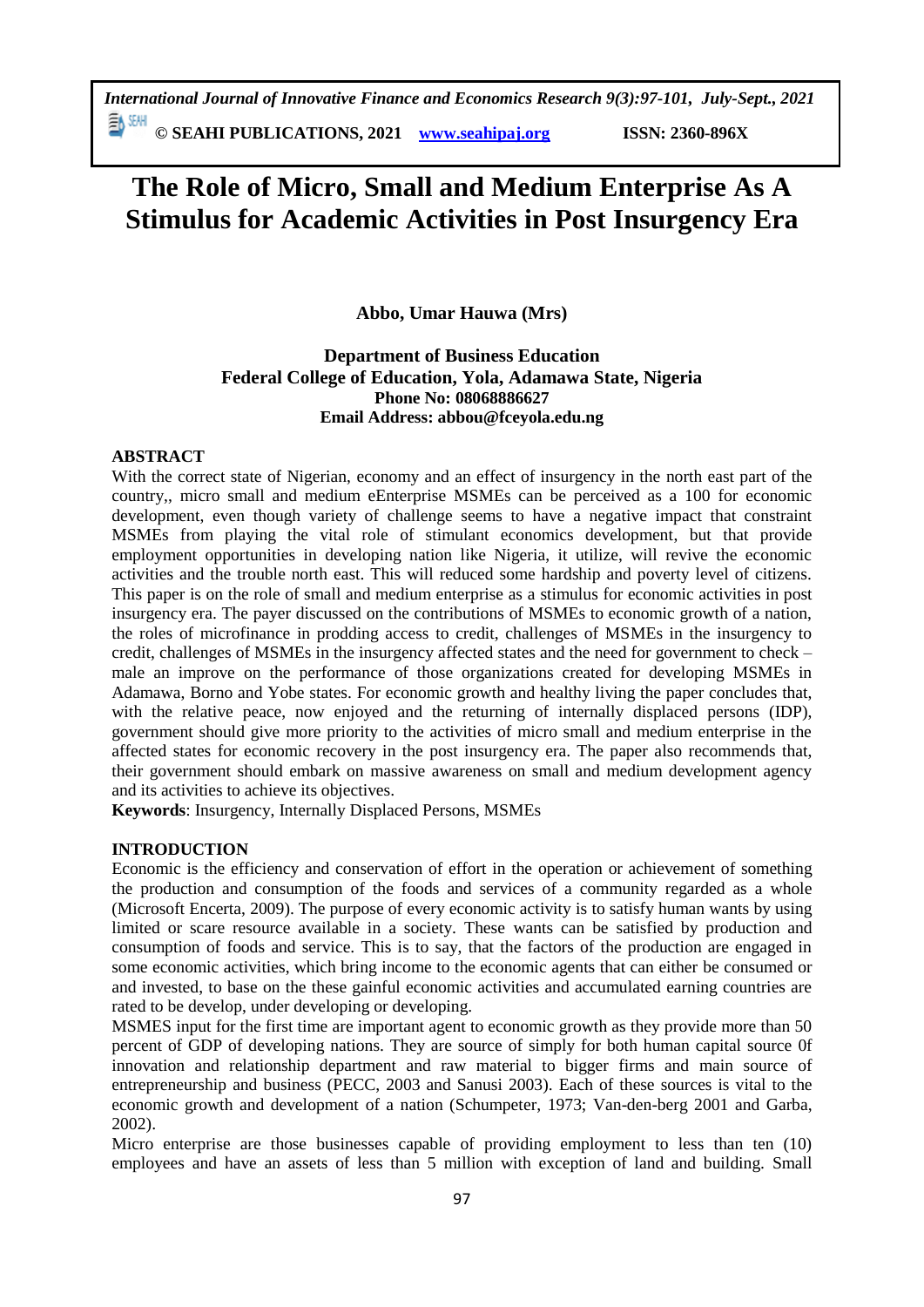# The Role of Micro, Small and Medium Enterprise As A Stimulus for Academic Activities in Post Insurgency Era

**Abbo, Umar Hauwa (Mrs)**

**Department of Business Education**
**Federal College of Education, Yola, Adamawa State, Nigeria**
**Phone No: 08068886627**
**Email Address: abbou@fceyola.edu.ng**

## ABSTRACT

With the correct state of Nigerian, economy and an effect of insurgency in the north east part of the country,, micro small and medium eEnterprise MSMEs can be perceived as a 100 for economic development, even though variety of challenge seems to have a negative impact that constraint MSMEs from playing the vital role of stimulant economics development, but that provide employment opportunities in developing nation like Nigeria, it utilize, will revive the economic activities and the trouble north east. This will reduced some hardship and poverty level of citizens. This paper is on the role of small and medium enterprise as a stimulus for economic activities in post insurgency era. The payer discussed on the contributions of MSMEs to economic growth of a nation, the roles of microfinance in prodding access to credit, challenges of MSMEs in the insurgency to credit, challenges of MSMEs in the insurgency affected states and the need for government to check – male an improve on the performance of those organizations created for developing MSMEs in Adamawa, Borno and Yobe states. For economic growth and healthy living the paper concludes that, with the relative peace, now enjoyed and the returning of internally displaced persons (IDP), government should give more priority to the activities of micro small and medium enterprise in the affected states for economic recovery in the post insurgency era. The paper also recommends that, their government should embark on massive awareness on small and medium development agency and its activities to achieve its objectives.

**Keywords**: Insurgency, Internally Displaced Persons, MSMEs

## INTRODUCTION

Economic is the efficiency and conservation of effort in the operation or achievement of something the production and consumption of the foods and services of a community regarded as a whole (Microsoft Encerta, 2009). The purpose of every economic activity is to satisfy human wants by using limited or scare resource available in a society. These wants can be satisfied by production and consumption of foods and service. This is to say, that the factors of the production are engaged in some economic activities, which bring income to the economic agents that can either be consumed or and invested, to base on the these gainful economic activities and accumulated earning countries are rated to be develop, under developing or developing.

MSMES input for the first time are important agent to economic growth as they provide more than 50 percent of GDP of developing nations. They are source of simply for both human capital source 0f innovation and relationship department and raw material to bigger firms and main source of entrepreneurship and business (PECC, 2003 and Sanusi 2003). Each of these sources is vital to the economic growth and development of a nation (Schumpeter, 1973; Van-den-berg 2001 and Garba, 2002).

Micro enterprise are those businesses capable of providing employment to less than ten (10) employees and have an assets of less than 5 million with exception of land and building. Small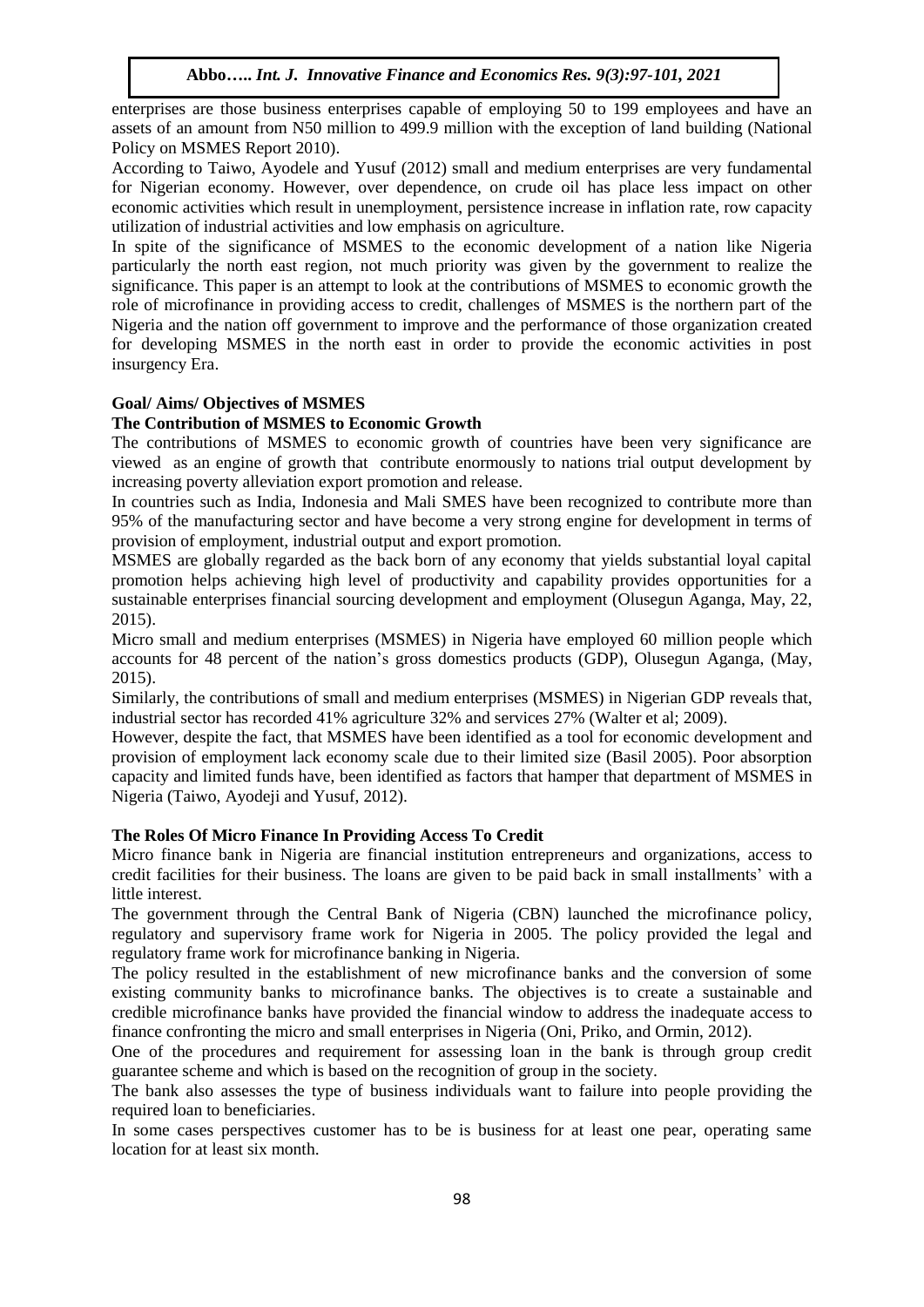enterprises are those business enterprises capable of employing 50 to 199 employees and have an assets of an amount from N50 million to 499.9 million with the exception of land building (National Policy on MSMES Report 2010).

According to Taiwo, Ayodele and Yusuf (2012) small and medium enterprises are very fundamental for Nigerian economy. However, over dependence, on crude oil has place less impact on other economic activities which result in unemployment, persistence increase in inflation rate, row capacity utilization of industrial activities and low emphasis on agriculture.

In spite of the significance of MSMES to the economic development of a nation like Nigeria particularly the north east region, not much priority was given by the government to realize the significance. This paper is an attempt to look at the contributions of MSMES to economic growth the role of microfinance in providing access to credit, challenges of MSMES is the northern part of the Nigeria and the nation off government to improve and the performance of those organization created for developing MSMES in the north east in order to provide the economic activities in post insurgency Era.

**Goal/ Aims/ Objectives of MSMES**

**The Contribution of MSMES to Economic Growth**

The contributions of MSMES to economic growth of countries have been very significance are viewed as an engine of growth that contribute enormously to nations trial output development by increasing poverty alleviation export promotion and release.

In countries such as India, Indonesia and Mali SMES have been recognized to contribute more than 95% of the manufacturing sector and have become a very strong engine for development in terms of provision of employment, industrial output and export promotion.

MSMES are globally regarded as the back born of any economy that yields substantial loyal capital promotion helps achieving high level of productivity and capability provides opportunities for a sustainable enterprises financial sourcing development and employment (Olusegun Aganga, May, 22, 2015).

Micro small and medium enterprises (MSMES) in Nigeria have employed 60 million people which accounts for 48 percent of the nation's gross domestics products (GDP), Olusegun Aganga, (May, 2015).

Similarly, the contributions of small and medium enterprises (MSMES) in Nigerian GDP reveals that, industrial sector has recorded 41% agriculture 32% and services 27% (Walter et al; 2009).

However, despite the fact, that MSMES have been identified as a tool for economic development and provision of employment lack economy scale due to their limited size (Basil 2005). Poor absorption capacity and limited funds have, been identified as factors that hamper that department of MSMES in Nigeria (Taiwo, Ayodeji and Yusuf, 2012).

**The Roles Of Micro Finance In Providing Access To Credit**

Micro finance bank in Nigeria are financial institution entrepreneurs and organizations, access to credit facilities for their business. The loans are given to be paid back in small installments' with a little interest.

The government through the Central Bank of Nigeria (CBN) launched the microfinance policy, regulatory and supervisory frame work for Nigeria in 2005. The policy provided the legal and regulatory frame work for microfinance banking in Nigeria.

The policy resulted in the establishment of new microfinance banks and the conversion of some existing community banks to microfinance banks. The objectives is to create a sustainable and credible microfinance banks have provided the financial window to address the inadequate access to finance confronting the micro and small enterprises in Nigeria (Oni, Priko, and Ormin, 2012).

One of the procedures and requirement for assessing loan in the bank is through group credit guarantee scheme and which is based on the recognition of group in the society.

The bank also assesses the type of business individuals want to failure into people providing the required loan to beneficiaries.

In some cases perspectives customer has to be is business for at least one pear, operating same location for at least six month.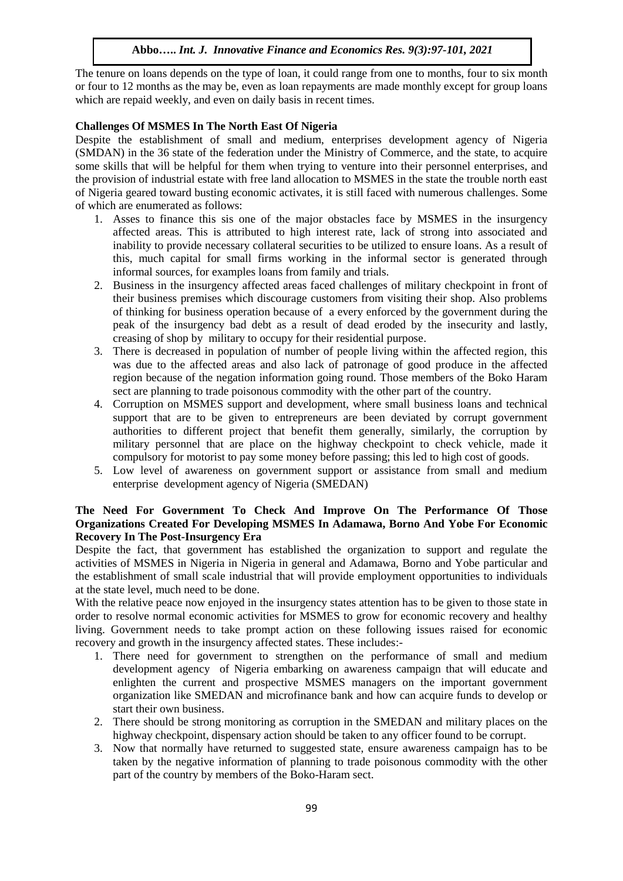The tenure on loans depends on the type of loan, it could range from one to months, four to six month or four to 12 months as the may be, even as loan repayments are made monthly except for group loans which are repaid weekly, and even on daily basis in recent times.

**Challenges Of MSMES In The North East Of Nigeria**

Despite the establishment of small and medium, enterprises development agency of Nigeria (SMDAN) in the 36 state of the federation under the Ministry of Commerce, and the state, to acquire some skills that will be helpful for them when trying to venture into their personnel enterprises, and the provision of industrial estate with free land allocation to MSMES in the state the trouble north east of Nigeria geared toward busting economic activates, it is still faced with numerous challenges. Some of which are enumerated as follows:

1. Asses to finance this sis one of the major obstacles face by MSMES in the insurgency affected areas. This is attributed to high interest rate, lack of strong into associated and inability to provide necessary collateral securities to be utilized to ensure loans. As a result of this, much capital for small firms working in the informal sector is generated through informal sources, for examples loans from family and trials.
2. Business in the insurgency affected areas faced challenges of military checkpoint in front of their business premises which discourage customers from visiting their shop. Also problems of thinking for business operation because of a every enforced by the government during the peak of the insurgency bad debt as a result of dead eroded by the insecurity and lastly, creasing of shop by military to occupy for their residential purpose.
3. There is decreased in population of number of people living within the affected region, this was due to the affected areas and also lack of patronage of good produce in the affected region because of the negation information going round. Those members of the Boko Haram sect are planning to trade poisonous commodity with the other part of the country.
4. Corruption on MSMES support and development, where small business loans and technical support that are to be given to entrepreneurs are been deviated by corrupt government authorities to different project that benefit them generally, similarly, the corruption by military personnel that are place on the highway checkpoint to check vehicle, made it compulsory for motorist to pay some money before passing; this led to high cost of goods.
5. Low level of awareness on government support or assistance from small and medium enterprise development agency of Nigeria (SMEDAN)

**The Need For Government To Check And Improve On The Performance Of Those Organizations Created For Developing MSMES In Adamawa, Borno And Yobe For Economic Recovery In The Post-Insurgency Era**

Despite the fact, that government has established the organization to support and regulate the activities of MSMES in Nigeria in Nigeria in general and Adamawa, Borno and Yobe particular and the establishment of small scale industrial that will provide employment opportunities to individuals at the state level, much need to be done.

With the relative peace now enjoyed in the insurgency states attention has to be given to those state in order to resolve normal economic activities for MSMES to grow for economic recovery and healthy living. Government needs to take prompt action on these following issues raised for economic recovery and growth in the insurgency affected states. These includes:-

1. There need for government to strengthen on the performance of small and medium development agency of Nigeria embarking on awareness campaign that will educate and enlighten the current and prospective MSMES managers on the important government organization like SMEDAN and microfinance bank and how can acquire funds to develop or start their own business.
2. There should be strong monitoring as corruption in the SMEDAN and military places on the highway checkpoint, dispensary action should be taken to any officer found to be corrupt.
3. Now that normally have returned to suggested state, ensure awareness campaign has to be taken by the negative information of planning to trade poisonous commodity with the other part of the country by members of the Boko-Haram sect.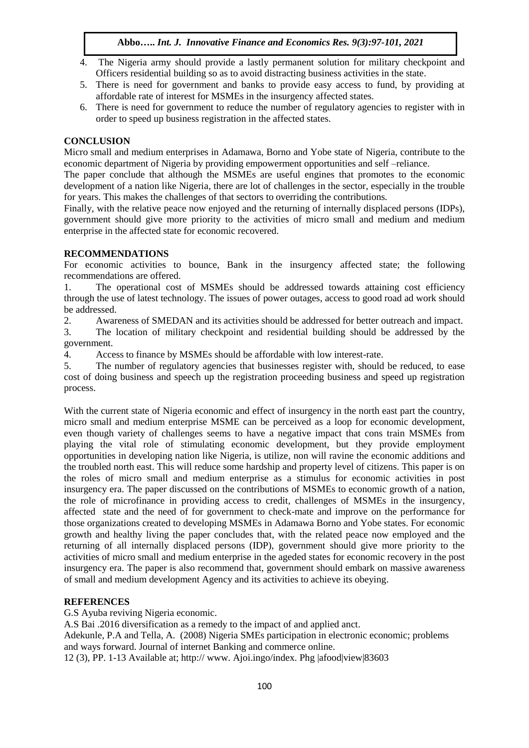4. The Nigeria army should provide a lastly permanent solution for military checkpoint and Officers residential building so as to avoid distracting business activities in the state.
5. There is need for government and banks to provide easy access to fund, by providing at affordable rate of interest for MSMEs in the insurgency affected states.
6. There is need for government to reduce the number of regulatory agencies to register with in order to speed up business registration in the affected states.

## CONCLUSION

Micro small and medium enterprises in Adamawa, Borno and Yobe state of Nigeria, contribute to the economic department of Nigeria by providing empowerment opportunities and self –reliance.

The paper conclude that although the MSMEs are useful engines that promotes to the economic development of a nation like Nigeria, there are lot of challenges in the sector, especially in the trouble for years. This makes the challenges of that sectors to overriding the contributions.

Finally, with the relative peace now enjoyed and the returning of internally displaced persons (IDPs), government should give more priority to the activities of micro small and medium and medium enterprise in the affected state for economic recovered.

## RECOMMENDATIONS

For economic activities to bounce, Bank in the insurgency affected state; the following recommendations are offered.

1. The operational cost of MSMEs should be addressed towards attaining cost efficiency through the use of latest technology. The issues of power outages, access to good road ad work should be addressed.
2. Awareness of SMEDAN and its activities should be addressed for better outreach and impact.
3. The location of military checkpoint and residential building should be addressed by the government.
4. Access to finance by MSMEs should be affordable with low interest-rate.
5. The number of regulatory agencies that businesses register with, should be reduced, to ease cost of doing business and speech up the registration proceeding business and speed up registration process.

With the current state of Nigeria economic and effect of insurgency in the north east part the country, micro small and medium enterprise MSME can be perceived as a loop for economic development, even though variety of challenges seems to have a negative impact that cons train MSMEs from playing the vital role of stimulating economic development, but they provide employment opportunities in developing nation like Nigeria, is utilize, non will ravine the economic additions and the troubled north east. This will reduce some hardship and property level of citizens. This paper is on the roles of micro small and medium enterprise as a stimulus for economic activities in post insurgency era. The paper discussed on the contributions of MSMEs to economic growth of a nation, the role of microfinance in providing access to credit, challenges of MSMEs in the insurgency, affected state and the need of for government to check-mate and improve on the performance for those organizations created to developing MSMEs in Adamawa Borno and Yobe states. For economic growth and healthy living the paper concludes that, with the related peace now employed and the returning of all internally displaced persons (IDP), government should give more priority to the activities of micro small and medium enterprise in the ageded states for economic recovery in the post insurgency era. The paper is also recommend that, government should embark on massive awareness of small and medium development Agency and its activities to achieve its obeying.

## REFERENCES

G.S Ayuba reviving Nigeria economic.

A.S Bai .2016 diversification as a remedy to the impact of and applied anct.

Adekunle, P.A and Tella, A. (2008) Nigeria SMEs participation in electronic economic; problems and ways forward. Journal of internet Banking and commerce online.
12 (3), PP. 1-13 Available at; http:// www. Ajoi.ingo/index. Phg |afood|view|83603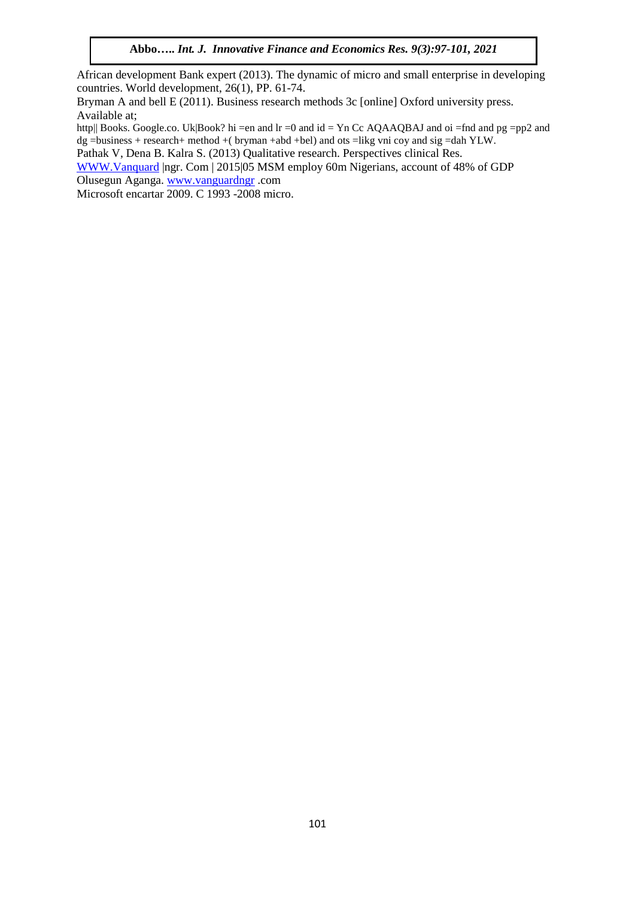African development Bank expert (2013). The dynamic of micro and small enterprise in developing countries. World development, 26(1), PP. 61-74.

Bryman A and bell E (2011). Business research methods 3c [online] Oxford university press. Available at;

http|| Books. Google.co. Uk|Book? hi =en and lr =0 and id = Yn Cc AQAAQBAJ and oi =fnd and pg =pp2 and dg =business + research+ method +( bryman +abd +bel) and ots =likg vni coy and sig =dah YLW.

Pathak V, Dena B. Kalra S. (2013) Qualitative research. Perspectives clinical Res.

WWW.Vanquard |ngr. Com | 2015|05 MSM employ 60m Nigerians, account of 48% of GDP

Olusegun Aganga. www.vanguardngr .com

Microsoft encartar 2009. C 1993 -2008 micro.